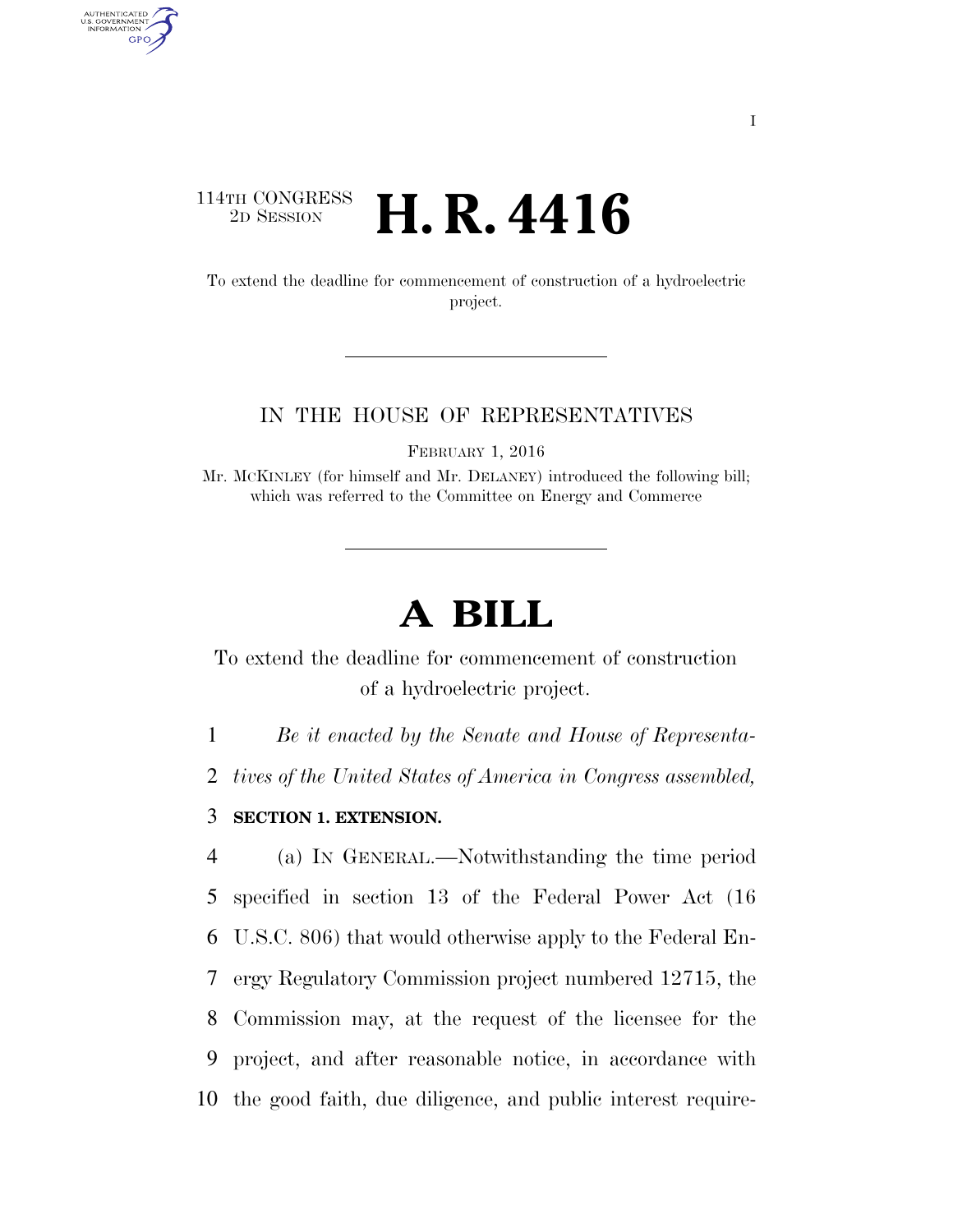114TH CONGRESS
2D SESSION

# H. R. 4416

To extend the deadline for commencement of construction of a hydroelectric project.

IN THE HOUSE OF REPRESENTATIVES

FEBRUARY 1, 2016

Mr. MCKINLEY (for himself and Mr. DELANEY) introduced the following bill; which was referred to the Committee on Energy and Commerce

# A BILL

To extend the deadline for commencement of construction of a hydroelectric project.

1 *Be it enacted by the Senate and House of Representa-*
2 *tives of the United States of America in Congress assembled,*

3 **SECTION 1. EXTENSION.**

4 (a) IN GENERAL.—Notwithstanding the time period
5 specified in section 13 of the Federal Power Act (16
6 U.S.C. 806) that would otherwise apply to the Federal En-
7 ergy Regulatory Commission project numbered 12715, the
8 Commission may, at the request of the licensee for the
9 project, and after reasonable notice, in accordance with
10 the good faith, due diligence, and public interest require-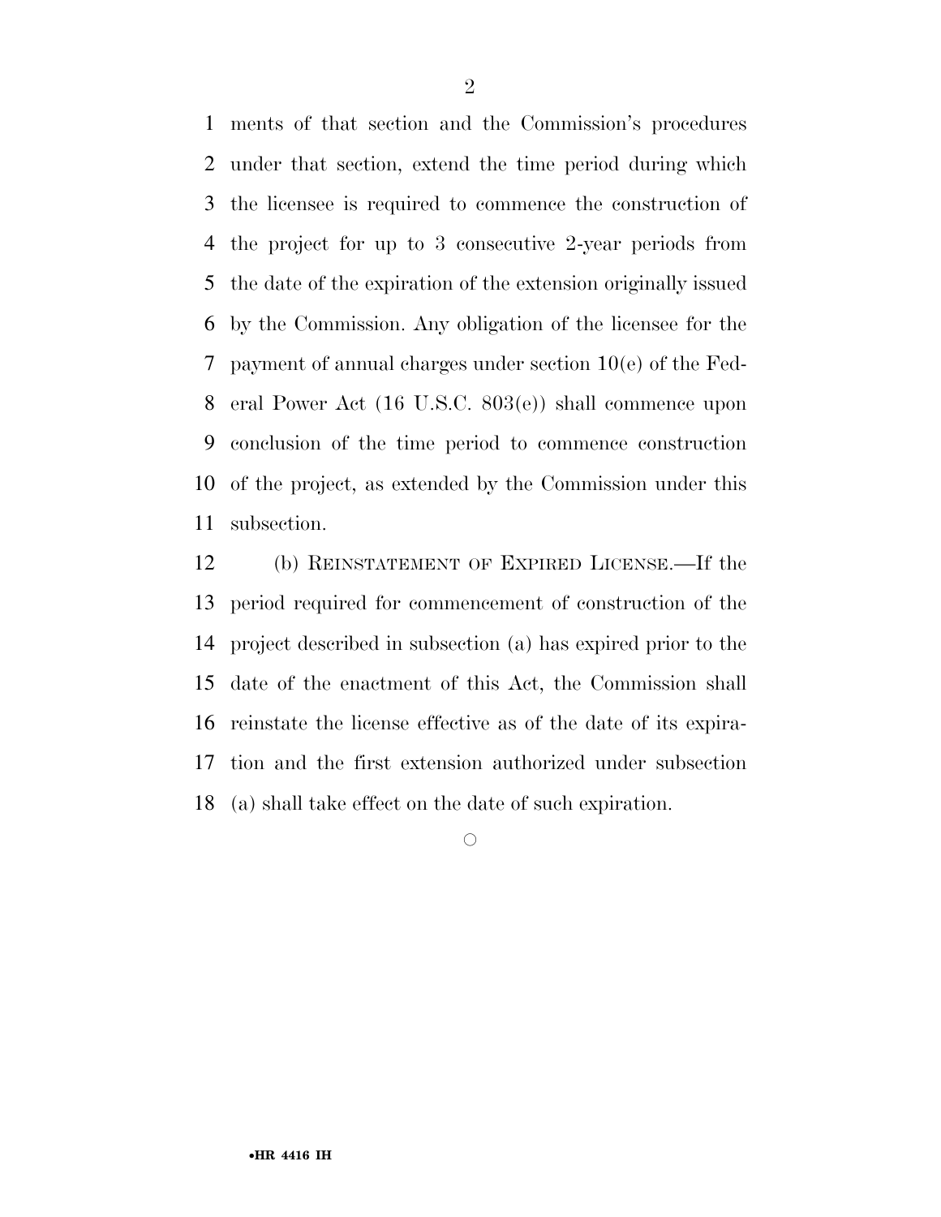ments of that section and the Commission's procedures under that section, extend the time period during which the licensee is required to commence the construction of the project for up to 3 consecutive 2-year periods from the date of the expiration of the extension originally issued by the Commission. Any obligation of the licensee for the payment of annual charges under section 10(e) of the Federal Power Act (16 U.S.C. 803(e)) shall commence upon conclusion of the time period to commence construction of the project, as extended by the Commission under this subsection.

(b) REINSTATEMENT OF EXPIRED LICENSE.—If the period required for commencement of construction of the project described in subsection (a) has expired prior to the date of the enactment of this Act, the Commission shall reinstate the license effective as of the date of its expiration and the first extension authorized under subsection (a) shall take effect on the date of such expiration.

○